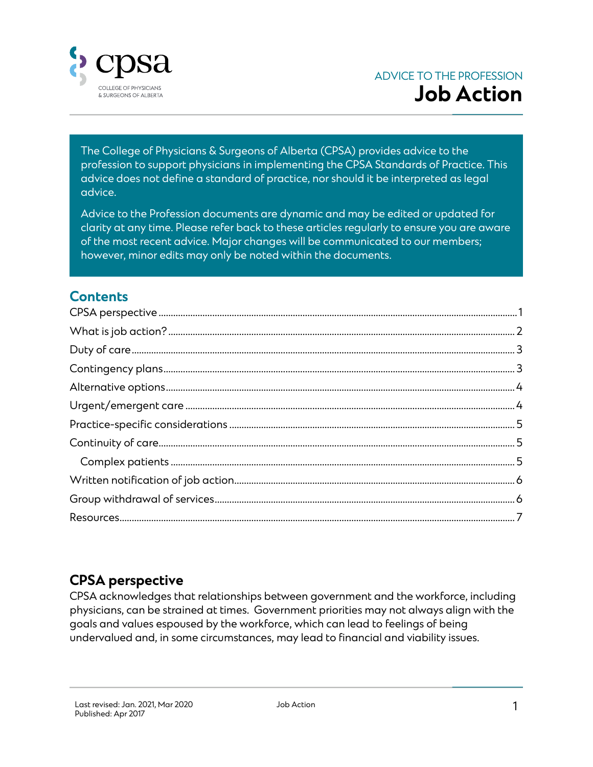ADVICE TO THE PROFESSION

# Job Action

The College of Physicians & Surgeons of Alberta (CPSA) provides advice to the profession to support physicians in implementing the CPSA Standards of Practice. This advice does not define a standard of practice, nor should it be interpreted as legal advice.

Advice to the Profession documents are dynamic and may be edited or updated for clarity at any time. Please refer back to these articles regularly to ensure you are aware of the most recent advice. Major changes will be communicated to our members; however, minor edits may only be noted within the documents.

## Contents

- CPSA perspective ..... 1
- What is job action? ..... 2
- Duty of care ..... 3
- Contingency plans ..... 3
- Alternative options ..... 4
- Urgent/emergent care ..... 4
- Practice-specific considerations ..... 5
- Continuity of care ..... 5
  - Complex patients ..... 5
- Written notification of job action ..... 6
- Group withdrawal of services ..... 6
- Resources ..... 7

## CPSA perspective

CPSA acknowledges that relationships between government and the workforce, including physicians, can be strained at times. Government priorities may not always align with the goals and values espoused by the workforce, which can lead to feelings of being undervalued and, in some circumstances, may lead to financial and viability issues.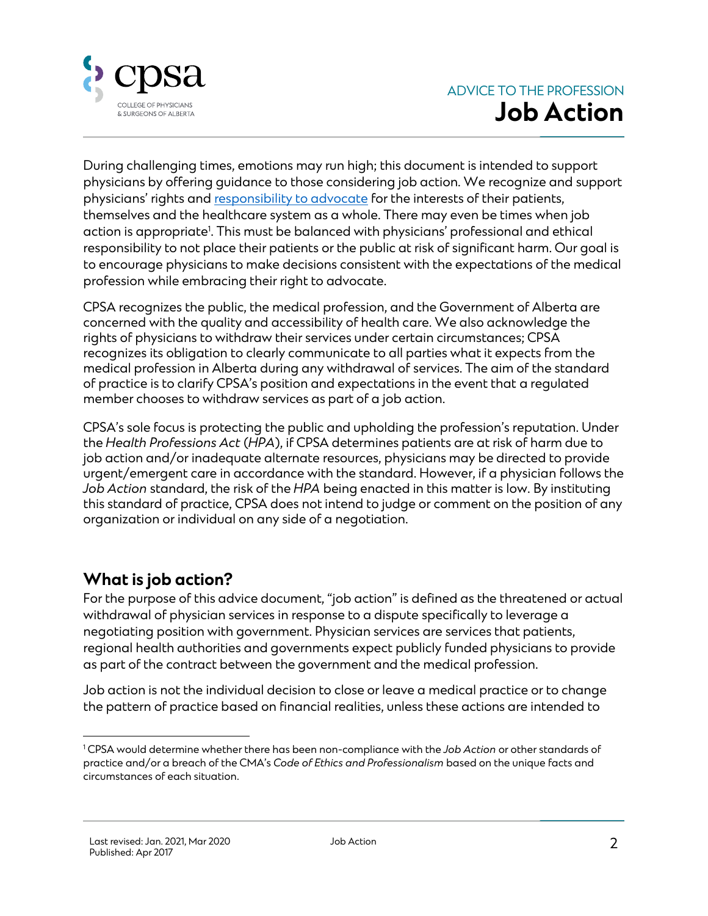During challenging times, emotions may run high; this document is intended to support physicians by offering guidance to those considering job action. We recognize and support physicians' rights and [responsibility to advocate](responsibility to advocate) for the interests of their patients, themselves and the healthcare system as a whole. There may even be times when job action is appropriate[1]. This must be balanced with physicians' professional and ethical responsibility to not place their patients or the public at risk of significant harm. Our goal is to encourage physicians to make decisions consistent with the expectations of the medical profession while embracing their right to advocate.

CPSA recognizes the public, the medical profession, and the Government of Alberta are concerned with the quality and accessibility of health care. We also acknowledge the rights of physicians to withdraw their services under certain circumstances; CPSA recognizes its obligation to clearly communicate to all parties what it expects from the medical profession in Alberta during any withdrawal of services. The aim of the standard of practice is to clarify CPSA's position and expectations in the event that a regulated member chooses to withdraw services as part of a job action.

CPSA's sole focus is protecting the public and upholding the profession's reputation. Under the *Health Professions Act* (*HPA*), if CPSA determines patients are at risk of harm due to job action and/or inadequate alternate resources, physicians may be directed to provide urgent/emergent care in accordance with the standard. However, if a physician follows the *Job Action* standard, the risk of the *HPA* being enacted in this matter is low. By instituting this standard of practice, CPSA does not intend to judge or comment on the position of any organization or individual on any side of a negotiation.

## What is job action?

For the purpose of this advice document, "job action" is defined as the threatened or actual withdrawal of physician services in response to a dispute specifically to leverage a negotiating position with government. Physician services are services that patients, regional health authorities and governments expect publicly funded physicians to provide as part of the contract between the government and the medical profession.

Job action is not the individual decision to close or leave a medical practice or to change the pattern of practice based on financial realities, unless these actions are intended to

[1] CPSA would determine whether there has been non-compliance with the *Job Action* or other standards of practice and/or a breach of the CMA's *Code of Ethics and Professionalism* based on the unique facts and circumstances of each situation.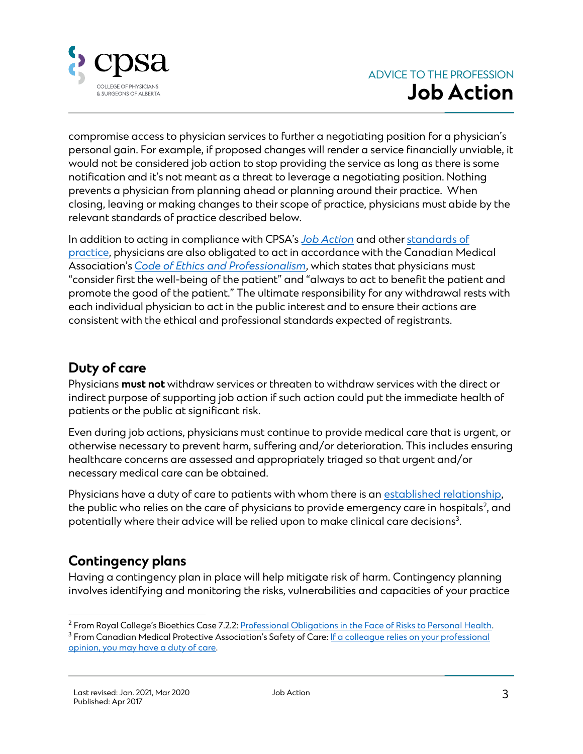compromise access to physician services to further a negotiating position for a physician's personal gain. For example, if proposed changes will render a service financially unviable, it would not be considered job action to stop providing the service as long as there is some notification and it's not meant as a threat to leverage a negotiating position. Nothing prevents a physician from planning ahead or planning around their practice. When closing, leaving or making changes to their scope of practice, physicians must abide by the relevant standards of practice described below.

In addition to acting in compliance with CPSA's *Job Action* and other standards of practice, physicians are also obligated to act in accordance with the Canadian Medical Association's *Code of Ethics and Professionalism*, which states that physicians must "consider first the well-being of the patient" and "always to act to benefit the patient and promote the good of the patient." The ultimate responsibility for any withdrawal rests with each individual physician to act in the public interest and to ensure their actions are consistent with the ethical and professional standards expected of registrants.

## Duty of care

Physicians **must not** withdraw services or threaten to withdraw services with the direct or indirect purpose of supporting job action if such action could put the immediate health of patients or the public at significant risk.

Even during job actions, physicians must continue to provide medical care that is urgent, or otherwise necessary to prevent harm, suffering and/or deterioration. This includes ensuring healthcare concerns are assessed and appropriately triaged so that urgent and/or necessary medical care can be obtained.

Physicians have a duty of care to patients with whom there is an established relationship, the public who relies on the care of physicians to provide emergency care in hospitals[2], and potentially where their advice will be relied upon to make clinical care decisions[3].

## Contingency plans

Having a contingency plan in place will help mitigate risk of harm. Contingency planning involves identifying and monitoring the risks, vulnerabilities and capacities of your practice

---

[2] From Royal College's Bioethics Case 7.2.2: Professional Obligations in the Face of Risks to Personal Health.

[3] From Canadian Medical Protective Association's Safety of Care: If a colleague relies on your professional opinion, you may have a duty of care.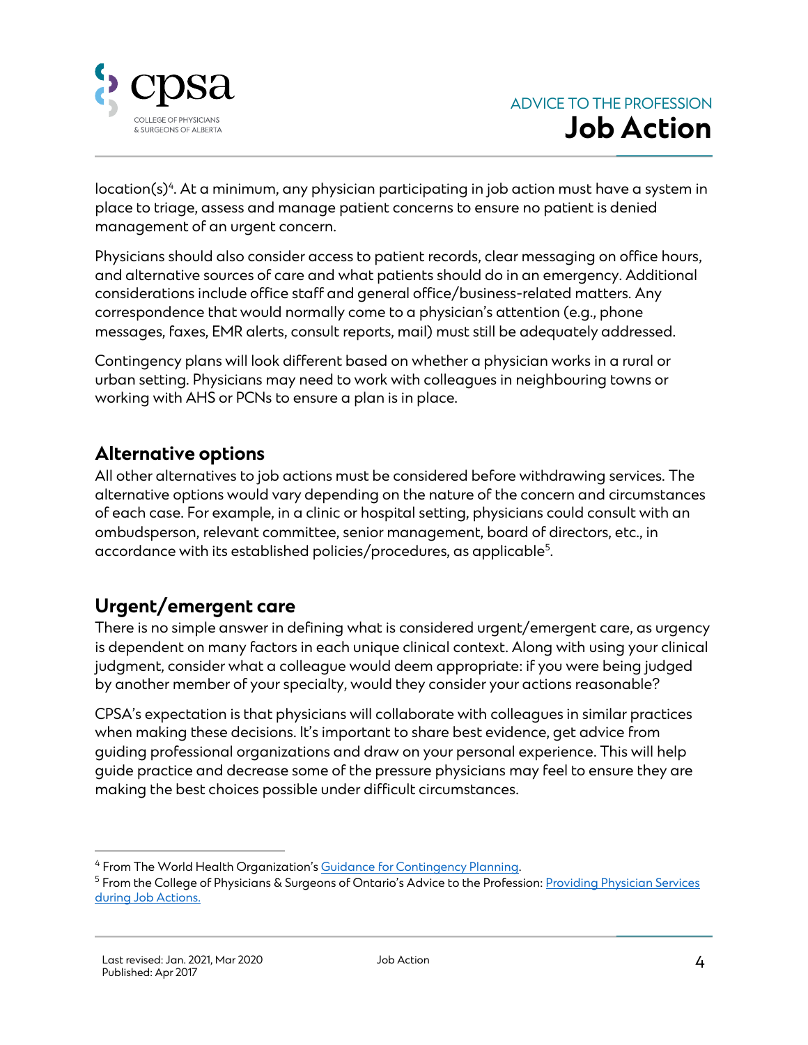location(s)[4]. At a minimum, any physician participating in job action must have a system in place to triage, assess and manage patient concerns to ensure no patient is denied management of an urgent concern.

Physicians should also consider access to patient records, clear messaging on office hours, and alternative sources of care and what patients should do in an emergency. Additional considerations include office staff and general office/business-related matters. Any correspondence that would normally come to a physician's attention (e.g., phone messages, faxes, EMR alerts, consult reports, mail) must still be adequately addressed.

Contingency plans will look different based on whether a physician works in a rural or urban setting. Physicians may need to work with colleagues in neighbouring towns or working with AHS or PCNs to ensure a plan is in place.

## Alternative options

All other alternatives to job actions must be considered before withdrawing services. The alternative options would vary depending on the nature of the concern and circumstances of each case. For example, in a clinic or hospital setting, physicians could consult with an ombudsperson, relevant committee, senior management, board of directors, etc., in accordance with its established policies/procedures, as applicable[5].

## Urgent/emergent care

There is no simple answer in defining what is considered urgent/emergent care, as urgency is dependent on many factors in each unique clinical context. Along with using your clinical judgment, consider what a colleague would deem appropriate: if you were being judged by another member of your specialty, would they consider your actions reasonable?

CPSA's expectation is that physicians will collaborate with colleagues in similar practices when making these decisions. It's important to share best evidence, get advice from guiding professional organizations and draw on your personal experience. This will help guide practice and decrease some of the pressure physicians may feel to ensure they are making the best choices possible under difficult circumstances.

---

[4] From The World Health Organization's Guidance for Contingency Planning.

[5] From the College of Physicians & Surgeons of Ontario's Advice to the Profession: Providing Physician Services during Job Actions.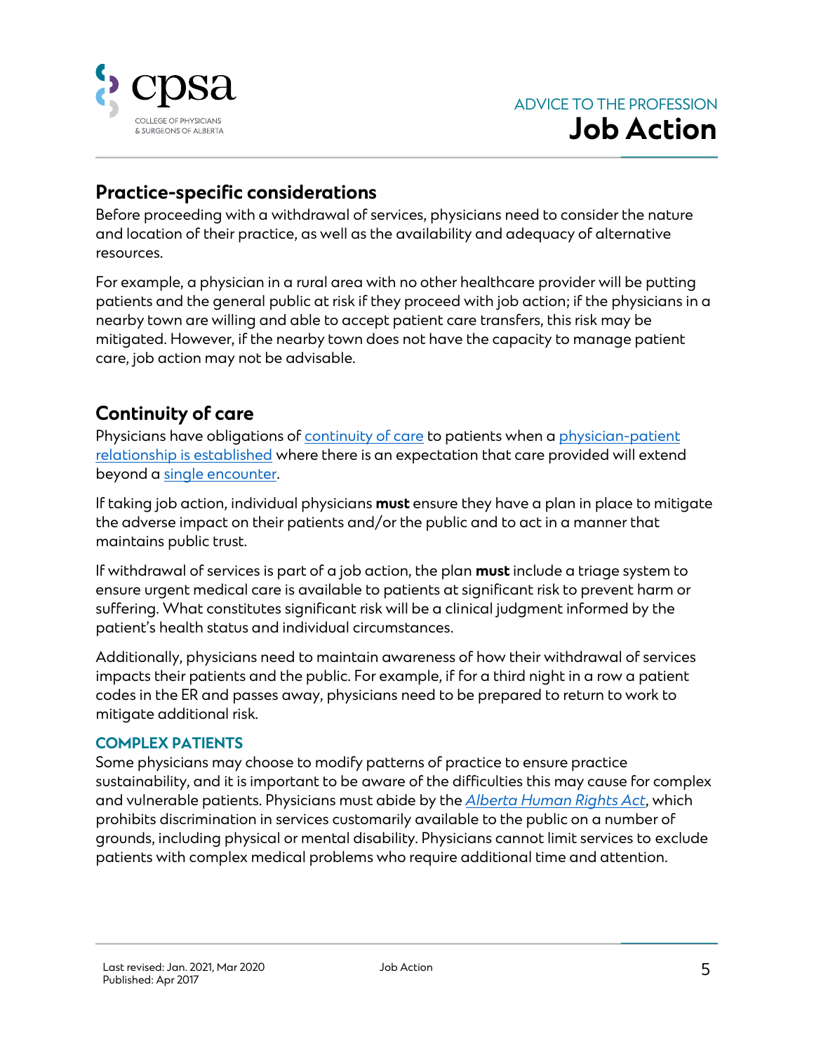## Practice-specific considerations

Before proceeding with a withdrawal of services, physicians need to consider the nature and location of their practice, as well as the availability and adequacy of alternative resources.

For example, a physician in a rural area with no other healthcare provider will be putting patients and the general public at risk if they proceed with job action; if the physicians in a nearby town are willing and able to accept patient care transfers, this risk may be mitigated. However, if the nearby town does not have the capacity to manage patient care, job action may not be advisable.

## Continuity of care

Physicians have obligations of continuity of care to patients when a physician-patient relationship is established where there is an expectation that care provided will extend beyond a single encounter.

If taking job action, individual physicians **must** ensure they have a plan in place to mitigate the adverse impact on their patients and/or the public and to act in a manner that maintains public trust.

If withdrawal of services is part of a job action, the plan **must** include a triage system to ensure urgent medical care is available to patients at significant risk to prevent harm or suffering. What constitutes significant risk will be a clinical judgment informed by the patient's health status and individual circumstances.

Additionally, physicians need to maintain awareness of how their withdrawal of services impacts their patients and the public. For example, if for a third night in a row a patient codes in the ER and passes away, physicians need to be prepared to return to work to mitigate additional risk.

### COMPLEX PATIENTS

Some physicians may choose to modify patterns of practice to ensure practice sustainability, and it is important to be aware of the difficulties this may cause for complex and vulnerable patients. Physicians must abide by the *Alberta Human Rights Act*, which prohibits discrimination in services customarily available to the public on a number of grounds, including physical or mental disability. Physicians cannot limit services to exclude patients with complex medical problems who require additional time and attention.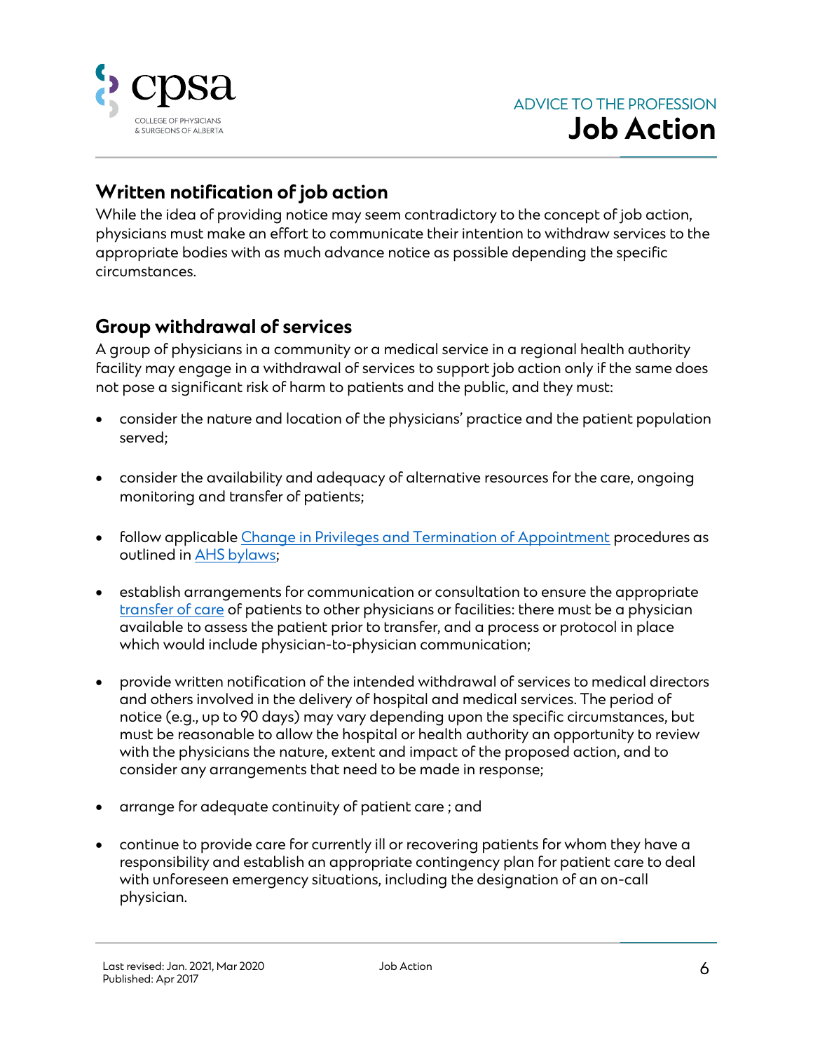## Written notification of job action

While the idea of providing notice may seem contradictory to the concept of job action, physicians must make an effort to communicate their intention to withdraw services to the appropriate bodies with as much advance notice as possible depending the specific circumstances.

## Group withdrawal of services

A group of physicians in a community or a medical service in a regional health authority facility may engage in a withdrawal of services to support job action only if the same does not pose a significant risk of harm to patients and the public, and they must:

- consider the nature and location of the physicians' practice and the patient population served;
- consider the availability and adequacy of alternative resources for the care, ongoing monitoring and transfer of patients;
- follow applicable Change in Privileges and Termination of Appointment procedures as outlined in AHS bylaws;
- establish arrangements for communication or consultation to ensure the appropriate transfer of care of patients to other physicians or facilities: there must be a physician available to assess the patient prior to transfer, and a process or protocol in place which would include physician-to-physician communication;
- provide written notification of the intended withdrawal of services to medical directors and others involved in the delivery of hospital and medical services. The period of notice (e.g., up to 90 days) may vary depending upon the specific circumstances, but must be reasonable to allow the hospital or health authority an opportunity to review with the physicians the nature, extent and impact of the proposed action, and to consider any arrangements that need to be made in response;
- arrange for adequate continuity of patient care ; and
- continue to provide care for currently ill or recovering patients for whom they have a responsibility and establish an appropriate contingency plan for patient care to deal with unforeseen emergency situations, including the designation of an on-call physician.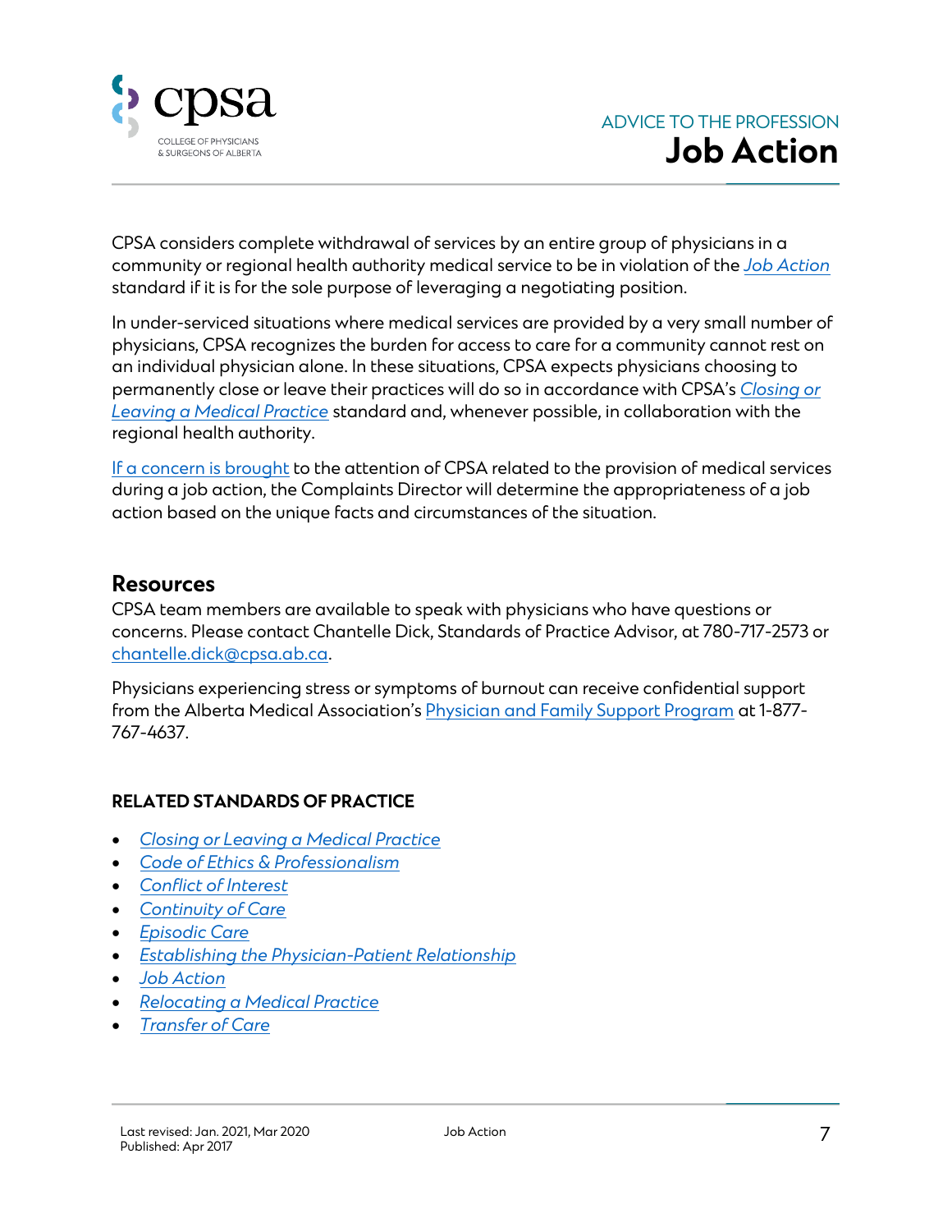CPSA considers complete withdrawal of services by an entire group of physicians in a community or regional health authority medical service to be in violation of the *Job Action* standard if it is for the sole purpose of leveraging a negotiating position.

In under-serviced situations where medical services are provided by a very small number of physicians, CPSA recognizes the burden for access to care for a community cannot rest on an individual physician alone. In these situations, CPSA expects physicians choosing to permanently close or leave their practices will do so in accordance with CPSA's *Closing or Leaving a Medical Practice* standard and, whenever possible, in collaboration with the regional health authority.

If a concern is brought to the attention of CPSA related to the provision of medical services during a job action, the Complaints Director will determine the appropriateness of a job action based on the unique facts and circumstances of the situation.

## Resources

CPSA team members are available to speak with physicians who have questions or concerns. Please contact Chantelle Dick, Standards of Practice Advisor, at 780-717-2573 or chantelle.dick@cpsa.ab.ca.

Physicians experiencing stress or symptoms of burnout can receive confidential support from the Alberta Medical Association's Physician and Family Support Program at 1-877-767-4637.

### RELATED STANDARDS OF PRACTICE

- *Closing or Leaving a Medical Practice*
- *Code of Ethics & Professionalism*
- *Conflict of Interest*
- *Continuity of Care*
- *Episodic Care*
- *Establishing the Physician-Patient Relationship*
- *Job Action*
- *Relocating a Medical Practice*
- *Transfer of Care*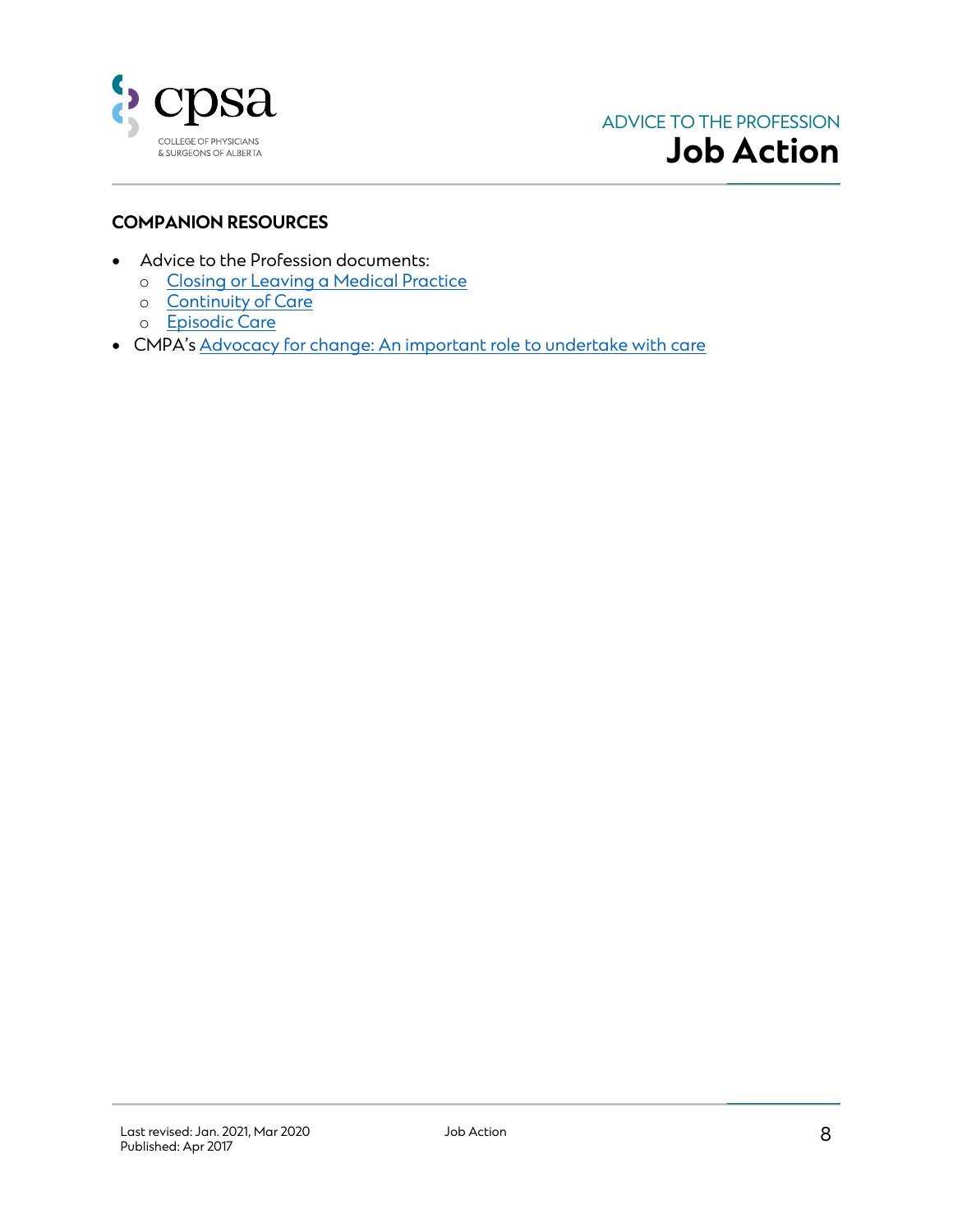## COMPANION RESOURCES

- Advice to the Profession documents:
  - Closing or Leaving a Medical Practice
  - Continuity of Care
  - Episodic Care
- CMPA's Advocacy for change: An important role to undertake with care